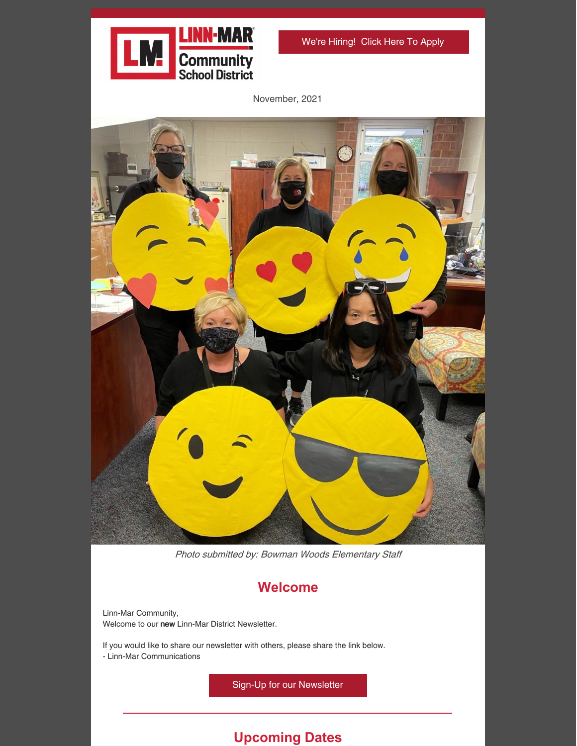LINN-MAR Community School District

We're Hiring! Click Here To Apply

November, 2021

*Photo submitted by: Bowman Woods Elementary Staff*

## Welcome

Linn-Mar Community,
Welcome to our **new** Linn-Mar District Newsletter.

If you would like to share our newsletter with others, please share the link below.
- Linn-Mar Communications

Sign-Up for our Newsletter

## Upcoming Dates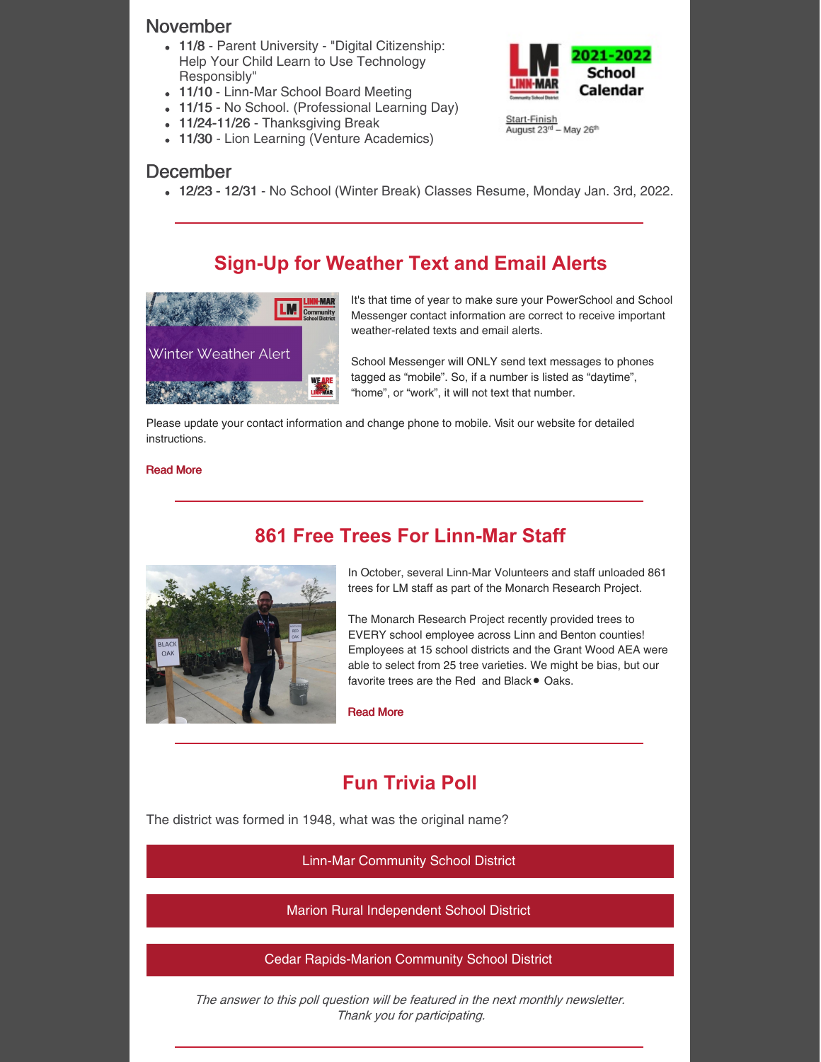## November

- **11/8** - Parent University - "Digital Citizenship: Help Your Child Learn to Use Technology Responsibly"
- **11/10** - Linn-Mar School Board Meeting
- **11/15** - No School. (Professional Learning Day)
- **11/24-11/26** - Thanksgiving Break
- **11/30** - Lion Learning (Venture Academics)

## December

- **12/23 - 12/31** - No School (Winter Break) Classes Resume, Monday Jan. 3rd, 2022.

---

## Sign-Up for Weather Text and Email Alerts

It's that time of year to make sure your PowerSchool and School Messenger contact information are correct to receive important weather-related texts and email alerts.

School Messenger will ONLY send text messages to phones tagged as "mobile". So, if a number is listed as "daytime", "home", or "work", it will not text that number.

Please update your contact information and change phone to mobile. Visit our website for detailed instructions.

**Read More**

---

## 861 Free Trees For Linn-Mar Staff

In October, several Linn-Mar Volunteers and staff unloaded 861 trees for LM staff as part of the Monarch Research Project.

The Monarch Research Project recently provided trees to EVERY school employee across Linn and Benton counties! Employees at 15 school districts and the Grant Wood AEA were able to select from 25 tree varieties. We might be bias, but our favorite trees are the Red and Black Oaks.

**Read More**

---

## Fun Trivia Poll

The district was formed in 1948, what was the original name?

- Linn-Mar Community School District
- Marion Rural Independent School District
- Cedar Rapids-Marion Community School District

*The answer to this poll question will be featured in the next monthly newsletter. Thank you for participating.*

---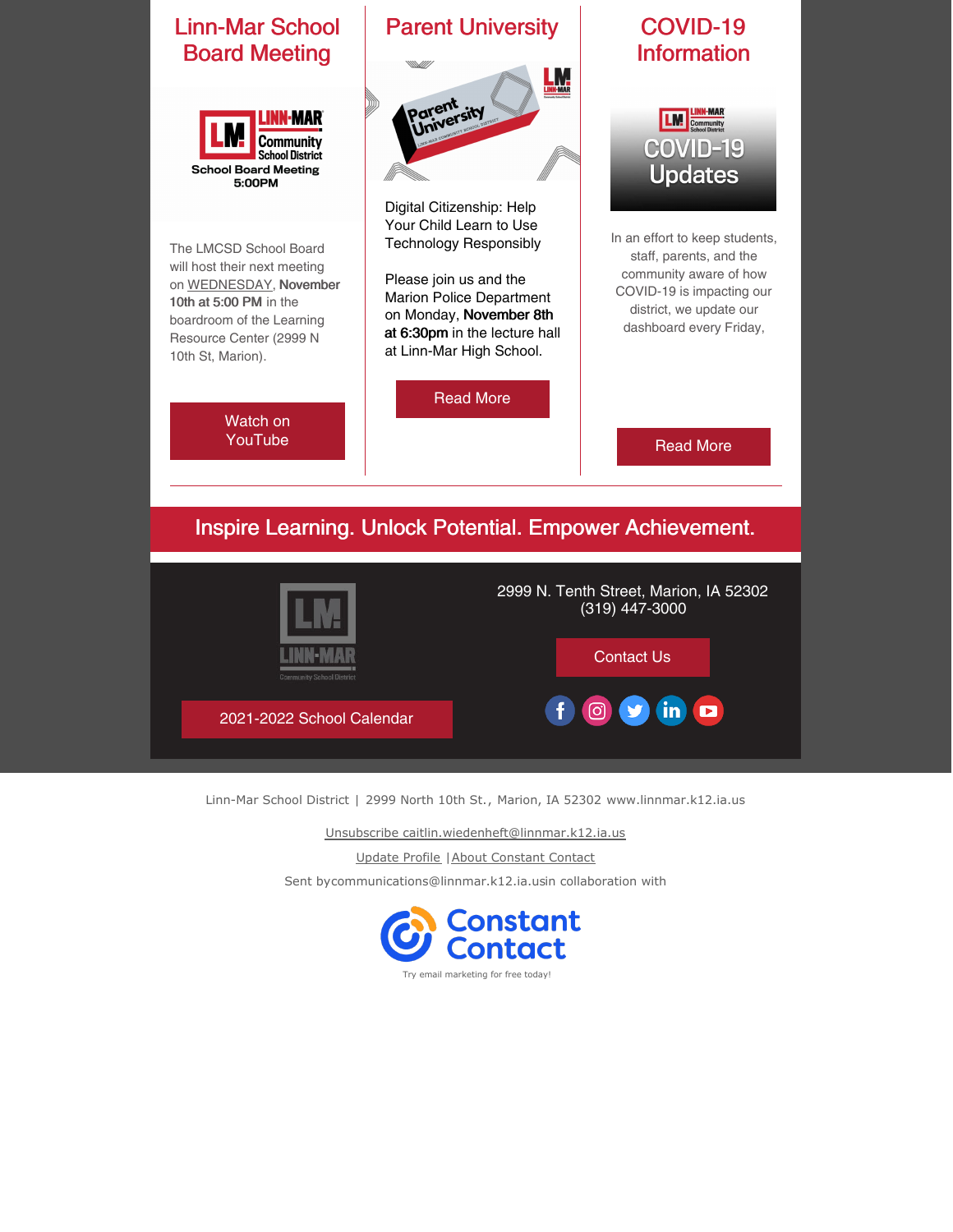## Linn-Mar School Board Meeting

The LMCSD School Board will host their next meeting on WEDNESDAY, **November 10th at 5:00 PM** in the boardroom of the Learning Resource Center (2999 N 10th St, Marion).

Watch on YouTube

## Parent University

Digital Citizenship: Help Your Child Learn to Use Technology Responsibly

Please join us and the Marion Police Department on Monday, **November 8th at 6:30pm** in the lecture hall at Linn-Mar High School.

Read More

## COVID-19 Information

In an effort to keep students, staff, parents, and the community aware of how COVID-19 is impacting our district, we update our dashboard every Friday,

Read More

---

**Inspire Learning. Unlock Potential. Empower Achievement.**

2999 N. Tenth Street, Marion, IA 52302
(319) 447-3000

Contact Us

2021-2022 School Calendar

Linn-Mar School District | 2999 North 10th St., Marion, IA 52302 www.linnmar.k12.ia.us

Unsubscribe caitlin.wiedenheft@linnmar.k12.ia.us

Update Profile | About Constant Contact

Sent bycommunications@linnmar.k12.ia.usin collaboration with

Constant Contact

Try email marketing for free today!